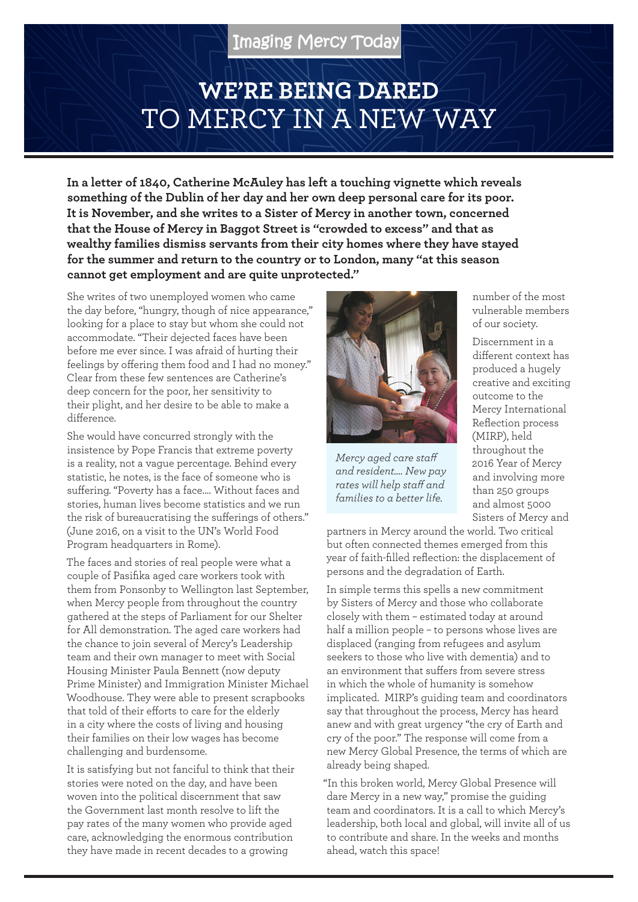Imaging Mercy Today

# WE'RE BEING DARED TO MERCY IN A NEW WAY

**In a letter of 1840, Catherine McAuley has left a touching vignette which reveals something of the Dublin of her day and her own deep personal care for its poor. It is November, and she writes to a Sister of Mercy in another town, concerned that the House of Mercy in Baggot Street is "crowded to excess" and that as wealthy families dismiss servants from their city homes where they have stayed for the summer and return to the country or to London, many "at this season cannot get employment and are quite unprotected."**

She writes of two unemployed women who came the day before, "hungry, though of nice appearance," looking for a place to stay but whom she could not accommodate. "Their dejected faces have been before me ever since. I was afraid of hurting their feelings by offering them food and I had no money." Clear from these few sentences are Catherine's deep concern for the poor, her sensitivity to their plight, and her desire to be able to make a difference.

She would have concurred strongly with the insistence by Pope Francis that extreme poverty is a reality, not a vague percentage. Behind every statistic, he notes, is the face of someone who is suffering. "Poverty has a face.... Without faces and stories, human lives become statistics and we run the risk of bureaucratising the sufferings of others." (June 2016, on a visit to the UN's World Food Program headquarters in Rome).

The faces and stories of real people were what a couple of Pasifika aged care workers took with them from Ponsonby to Wellington last September, when Mercy people from throughout the country gathered at the steps of Parliament for our Shelter for All demonstration. The aged care workers had the chance to join several of Mercy's Leadership team and their own manager to meet with Social Housing Minister Paula Bennett (now deputy Prime Minister) and Immigration Minister Michael Woodhouse. They were able to present scrapbooks that told of their efforts to care for the elderly in a city where the costs of living and housing their families on their low wages has become challenging and burdensome.

It is satisfying but not fanciful to think that their stories were noted on the day, and have been woven into the political discernment that saw the Government last month resolve to lift the pay rates of the many women who provide aged care, acknowledging the enormous contribution they have made in recent decades to a growing number of the most vulnerable members of our society.

*Mercy aged care staff and resident.... New pay rates will help staff and families to a better life.*

Discernment in a different context has produced a hugely creative and exciting outcome to the Mercy International Reflection process (MIRP), held throughout the 2016 Year of Mercy and involving more than 250 groups and almost 5000 Sisters of Mercy and partners in Mercy around the world. Two critical but often connected themes emerged from this year of faith-filled reflection: the displacement of persons and the degradation of Earth.

In simple terms this spells a new commitment by Sisters of Mercy and those who collaborate closely with them – estimated today at around half a million people – to persons whose lives are displaced (ranging from refugees and asylum seekers to those who live with dementia) and to an environment that suffers from severe stress in which the whole of humanity is somehow implicated. MIRP's guiding team and coordinators say that throughout the process, Mercy has heard anew and with great urgency "the cry of Earth and cry of the poor." The response will come from a new Mercy Global Presence, the terms of which are already being shaped.

"In this broken world, Mercy Global Presence will dare Mercy in a new way," promise the guiding team and coordinators. It is a call to which Mercy's leadership, both local and global, will invite all of us to contribute and share. In the weeks and months ahead, watch this space!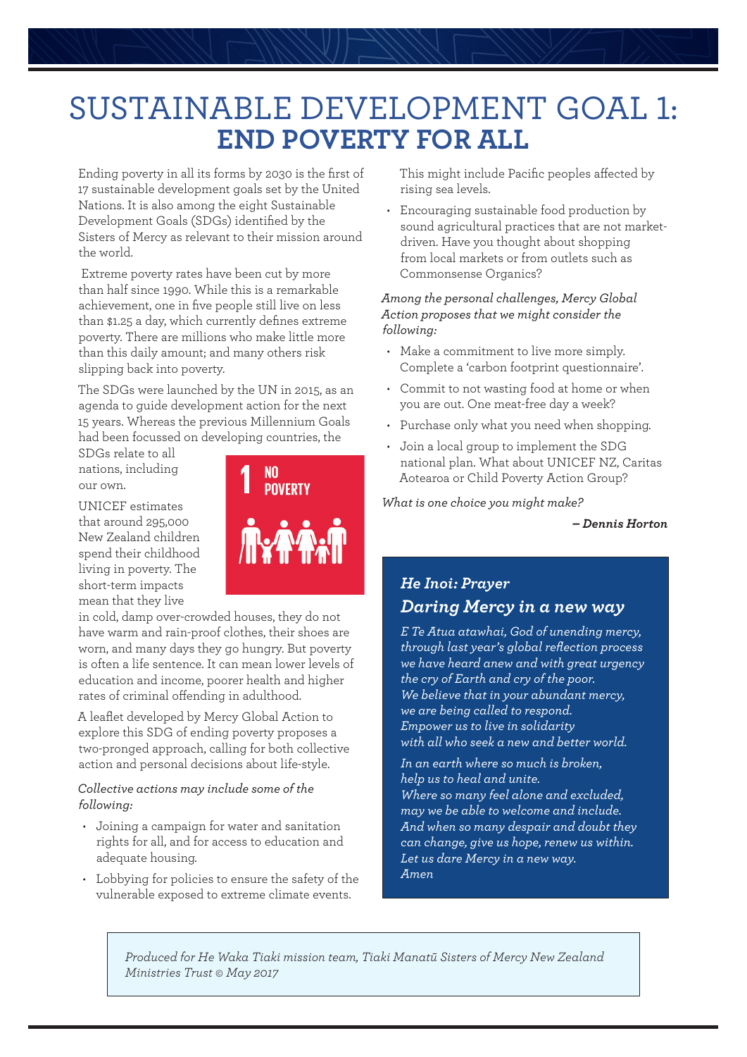# SUSTAINABLE DEVELOPMENT GOAL 1: **END POVERTY FOR ALL**

Ending poverty in all its forms by 2030 is the first of 17 sustainable development goals set by the United Nations. It is also among the eight Sustainable Development Goals (SDGs) identified by the Sisters of Mercy as relevant to their mission around the world.

Extreme poverty rates have been cut by more than half since 1990. While this is a remarkable achievement, one in five people still live on less than $1.25 a day, which currently defines extreme poverty. There are millions who make little more than this daily amount; and many others risk slipping back into poverty.

The SDGs were launched by the UN in 2015, as an agenda to guide development action for the next 15 years. Whereas the previous Millennium Goals had been focussed on developing countries, the SDGs relate to all nations, including our own.

1 NO POVERTY

UNICEF estimates that around 295,000 New Zealand children spend their childhood living in poverty. The short-term impacts mean that they live in cold, damp over-crowded houses, they do not have warm and rain-proof clothes, their shoes are worn, and many days they go hungry. But poverty is often a life sentence. It can mean lower levels of education and income, poorer health and higher rates of criminal offending in adulthood.

A leaflet developed by Mercy Global Action to explore this SDG of ending poverty proposes a two-pronged approach, calling for both collective action and personal decisions about life-style.

*Collective actions may include some of the following:*

- Joining a campaign for water and sanitation rights for all, and for access to education and adequate housing.
- Lobbying for policies to ensure the safety of the vulnerable exposed to extreme climate events. This might include Pacific peoples affected by rising sea levels.
- Encouraging sustainable food production by sound agricultural practices that are not market-driven. Have you thought about shopping from local markets or from outlets such as Commonsense Organics?

*Among the personal challenges, Mercy Global Action proposes that we might consider the following:*

- Make a commitment to live more simply. Complete a 'carbon footprint questionnaire'.
- Commit to not wasting food at home or when you are out. One meat-free day a week?
- Purchase only what you need when shopping.
- Join a local group to implement the SDG national plan. What about UNICEF NZ, Caritas Aotearoa or Child Poverty Action Group?

*What is one choice you might make?*

***– Dennis Horton***

### *He Inoi: Prayer*

### *Daring Mercy in a new way*

*E Te Atua atawhai, God of unending mercy,*
*through last year's global reflection process*
*we have heard anew and with great urgency*
*the cry of Earth and cry of the poor.*
*We believe that in your abundant mercy,*
*we are being called to respond.*
*Empower us to live in solidarity*
*with all who seek a new and better world.*

*In an earth where so much is broken,*
*help us to heal and unite.*
*Where so many feel alone and excluded,*
*may we be able to welcome and include.*
*And when so many despair and doubt they*
*can change, give us hope, renew us within.*
*Let us dare Mercy in a new way.*
*Amen*

*Produced for He Waka Tiaki mission team, Tiaki Manatū Sisters of Mercy New Zealand Ministries Trust © May 2017*